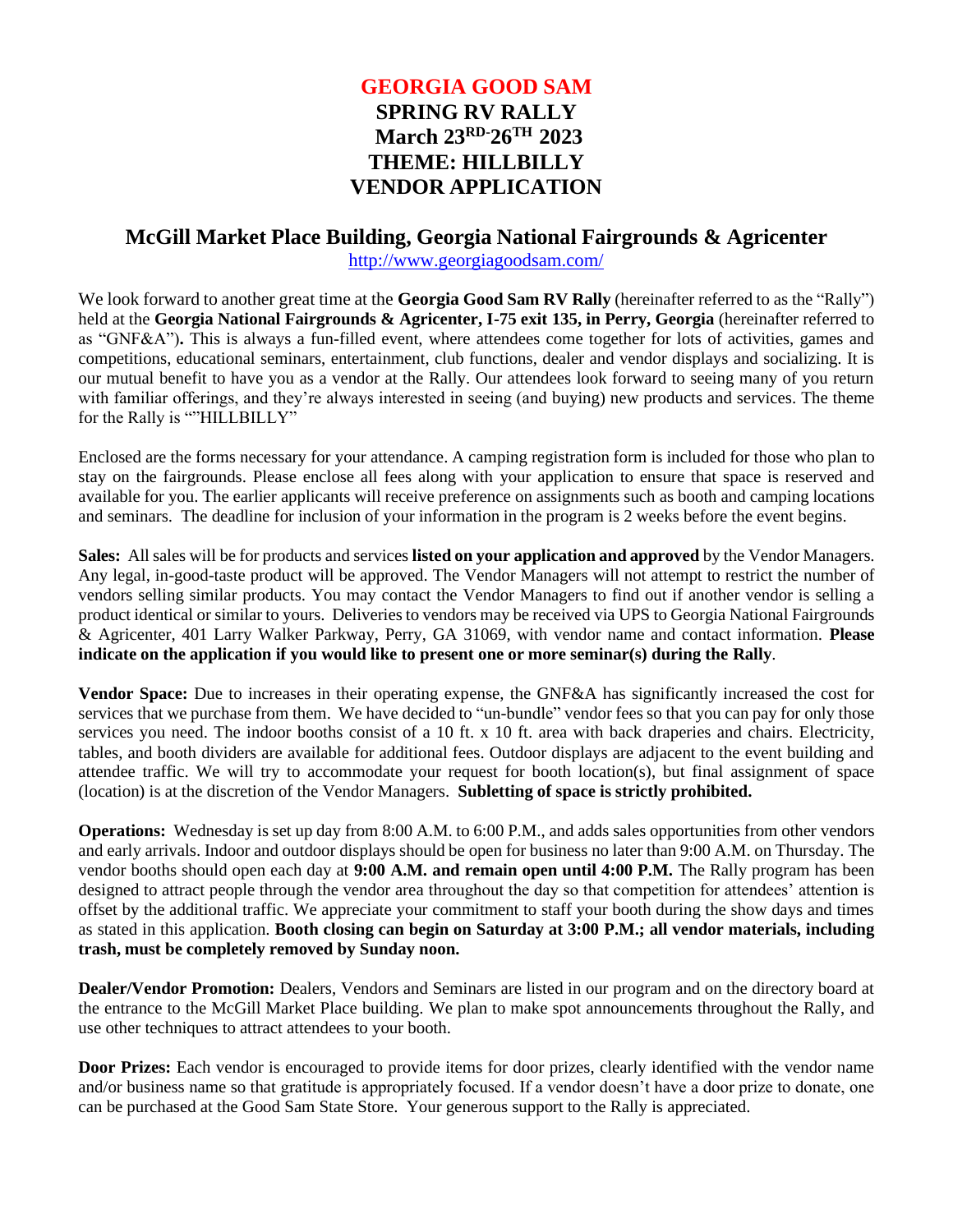# GEORGIA GOOD SAM
# SPRING RV RALLY
# March 23RD-26TH 2023
# THEME: HILLBILLY
# VENDOR APPLICATION

## McGill Market Place Building, Georgia National Fairgrounds & Agricenter

http://www.georgiagoodsam.com/

We look forward to another great time at the **Georgia Good Sam RV Rally** (hereinafter referred to as the "Rally") held at the **Georgia National Fairgrounds & Agricenter, I-75 exit 135, in Perry, Georgia** (hereinafter referred to as "GNF&A")**.** This is always a fun-filled event, where attendees come together for lots of activities, games and competitions, educational seminars, entertainment, club functions, dealer and vendor displays and socializing. It is our mutual benefit to have you as a vendor at the Rally. Our attendees look forward to seeing many of you return with familiar offerings, and they're always interested in seeing (and buying) new products and services. The theme for the Rally is ""HILLBILLY"

Enclosed are the forms necessary for your attendance. A camping registration form is included for those who plan to stay on the fairgrounds. Please enclose all fees along with your application to ensure that space is reserved and available for you. The earlier applicants will receive preference on assignments such as booth and camping locations and seminars. The deadline for inclusion of your information in the program is 2 weeks before the event begins.

**Sales:** All sales will be for products and services **listed on your application and approved** by the Vendor Managers. Any legal, in-good-taste product will be approved. The Vendor Managers will not attempt to restrict the number of vendors selling similar products. You may contact the Vendor Managers to find out if another vendor is selling a product identical or similar to yours. Deliveries to vendors may be received via UPS to Georgia National Fairgrounds & Agricenter, 401 Larry Walker Parkway, Perry, GA 31069, with vendor name and contact information. **Please indicate on the application if you would like to present one or more seminar(s) during the Rally**.

**Vendor Space:** Due to increases in their operating expense, the GNF&A has significantly increased the cost for services that we purchase from them. We have decided to "un-bundle" vendor fees so that you can pay for only those services you need. The indoor booths consist of a 10 ft. x 10 ft. area with back draperies and chairs. Electricity, tables, and booth dividers are available for additional fees. Outdoor displays are adjacent to the event building and attendee traffic. We will try to accommodate your request for booth location(s), but final assignment of space (location) is at the discretion of the Vendor Managers. **Subletting of space is strictly prohibited.**

**Operations:** Wednesday is set up day from 8:00 A.M. to 6:00 P.M., and adds sales opportunities from other vendors and early arrivals. Indoor and outdoor displays should be open for business no later than 9:00 A.M. on Thursday. The vendor booths should open each day at **9:00 A.M. and remain open until 4:00 P.M.** The Rally program has been designed to attract people through the vendor area throughout the day so that competition for attendees' attention is offset by the additional traffic. We appreciate your commitment to staff your booth during the show days and times as stated in this application. **Booth closing can begin on Saturday at 3:00 P.M.; all vendor materials, including trash, must be completely removed by Sunday noon.**

**Dealer/Vendor Promotion:** Dealers, Vendors and Seminars are listed in our program and on the directory board at the entrance to the McGill Market Place building. We plan to make spot announcements throughout the Rally, and use other techniques to attract attendees to your booth.

**Door Prizes:** Each vendor is encouraged to provide items for door prizes, clearly identified with the vendor name and/or business name so that gratitude is appropriately focused. If a vendor doesn't have a door prize to donate, one can be purchased at the Good Sam State Store. Your generous support to the Rally is appreciated.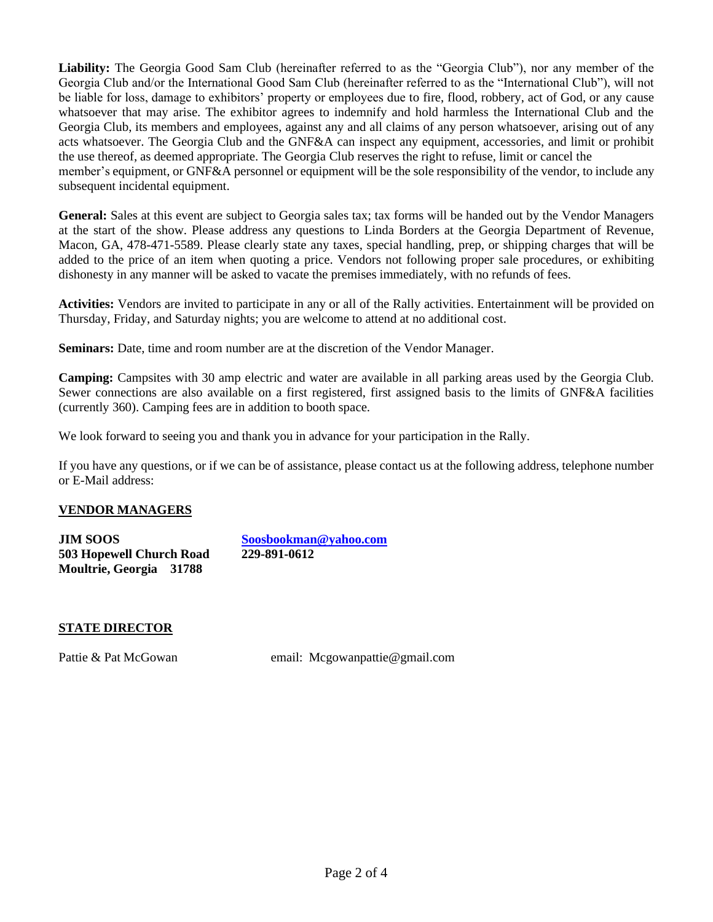**Liability:** The Georgia Good Sam Club (hereinafter referred to as the "Georgia Club"), nor any member of the Georgia Club and/or the International Good Sam Club (hereinafter referred to as the "International Club"), will not be liable for loss, damage to exhibitors' property or employees due to fire, flood, robbery, act of God, or any cause whatsoever that may arise. The exhibitor agrees to indemnify and hold harmless the International Club and the Georgia Club, its members and employees, against any and all claims of any person whatsoever, arising out of any acts whatsoever. The Georgia Club and the GNF&A can inspect any equipment, accessories, and limit or prohibit the use thereof, as deemed appropriate. The Georgia Club reserves the right to refuse, limit or cancel the member's equipment, or GNF&A personnel or equipment will be the sole responsibility of the vendor, to include any subsequent incidental equipment.

**General:** Sales at this event are subject to Georgia sales tax; tax forms will be handed out by the Vendor Managers at the start of the show. Please address any questions to Linda Borders at the Georgia Department of Revenue, Macon, GA, 478-471-5589. Please clearly state any taxes, special handling, prep, or shipping charges that will be added to the price of an item when quoting a price. Vendors not following proper sale procedures, or exhibiting dishonesty in any manner will be asked to vacate the premises immediately, with no refunds of fees.

**Activities:** Vendors are invited to participate in any or all of the Rally activities. Entertainment will be provided on Thursday, Friday, and Saturday nights; you are welcome to attend at no additional cost.

**Seminars:** Date, time and room number are at the discretion of the Vendor Manager.

**Camping:** Campsites with 30 amp electric and water are available in all parking areas used by the Georgia Club. Sewer connections are also available on a first registered, first assigned basis to the limits of GNF&A facilities (currently 360). Camping fees are in addition to booth space.

We look forward to seeing you and thank you in advance for your participation in the Rally.

If you have any questions, or if we can be of assistance, please contact us at the following address, telephone number or E-Mail address:

## VENDOR MANAGERS

**JIM SOOS**
**503 Hopewell Church Road**
**Moultrie, Georgia 31788**

**Soosbookman@yahoo.com**
**229-891-0612**

## STATE DIRECTOR

Pattie & Pat McGowan — email: Mcgowanpattie@gmail.com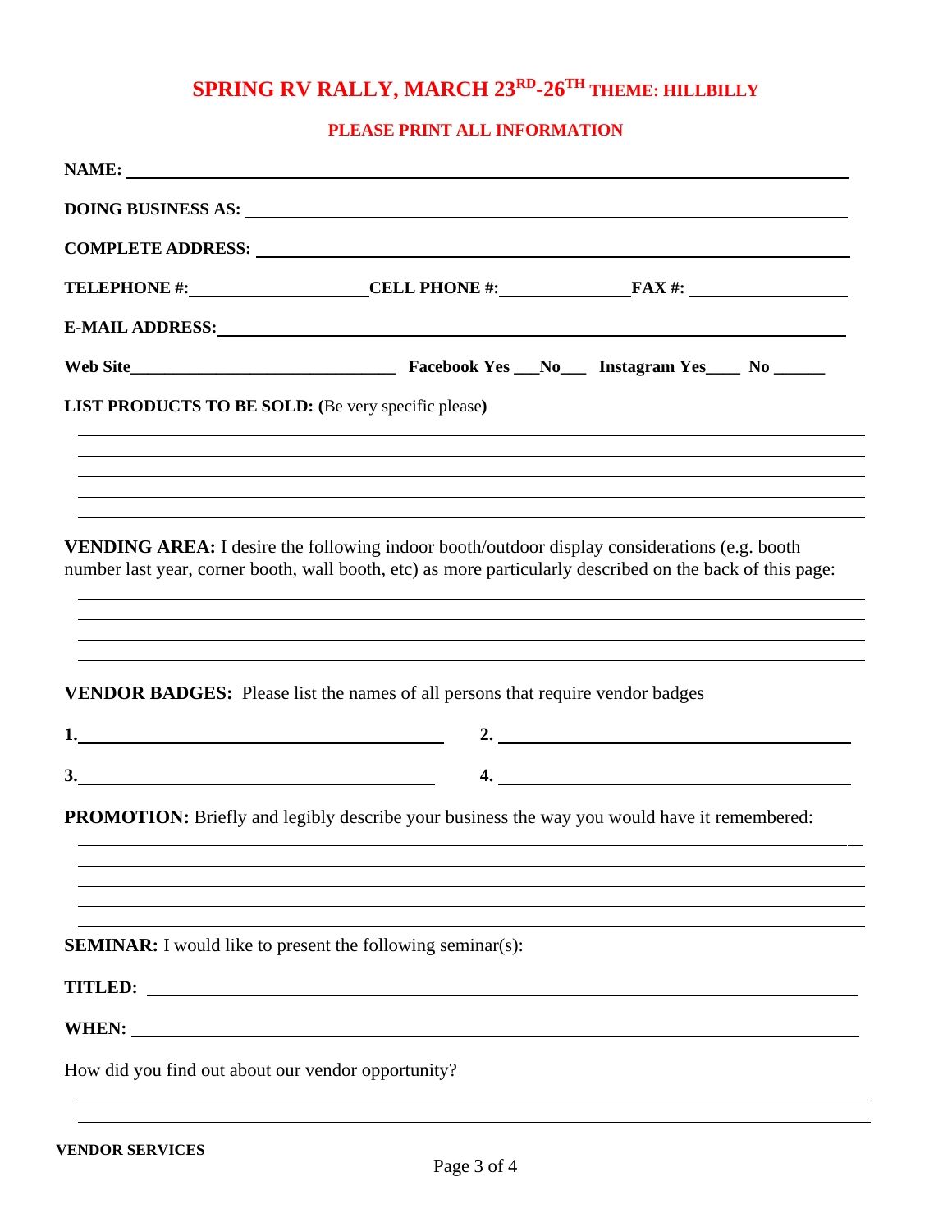# SPRING RV RALLY, MARCH 23RD-26TH THEME: HILLBILLY

**PLEASE PRINT ALL INFORMATION**

**NAME:** ______________________________________________________________

**DOING BUSINESS AS:** ______________________________________________________

**COMPLETE ADDRESS:** ______________________________________________________

**TELEPHONE #:**____________________**CELL PHONE #:**_______________**FAX #:** __________________

**E-MAIL ADDRESS:**__________________________________________________________

**Web Site**_______________________________ **Facebook Yes** ___**No**___ **Instagram Yes**____ **No** ______

**LIST PRODUCTS TO BE SOLD:** (Be very specific please)

______________________________________________________________________

______________________________________________________________________

______________________________________________________________________

______________________________________________________________________

______________________________________________________________________

**VENDING AREA:** I desire the following indoor booth/outdoor display considerations (e.g. booth number last year, corner booth, wall booth, etc) as more particularly described on the back of this page:

______________________________________________________________________

______________________________________________________________________

______________________________________________________________________

______________________________________________________________________

**VENDOR BADGES:** Please list the names of all persons that require vendor badges

**1.**________________________________________ **2.** ________________________________________

**3.**________________________________________ **4.** ________________________________________

**PROMOTION:** Briefly and legibly describe your business the way you would have it remembered:

______________________________________________________________________

______________________________________________________________________

______________________________________________________________________

______________________________________________________________________

______________________________________________________________________

**SEMINAR:** I would like to present the following seminar(s):

**TITLED:** ______________________________________________________________

**WHEN:** _______________________________________________________________

How did you find out about our vendor opportunity?

______________________________________________________________________

______________________________________________________________________

**VENDOR SERVICES**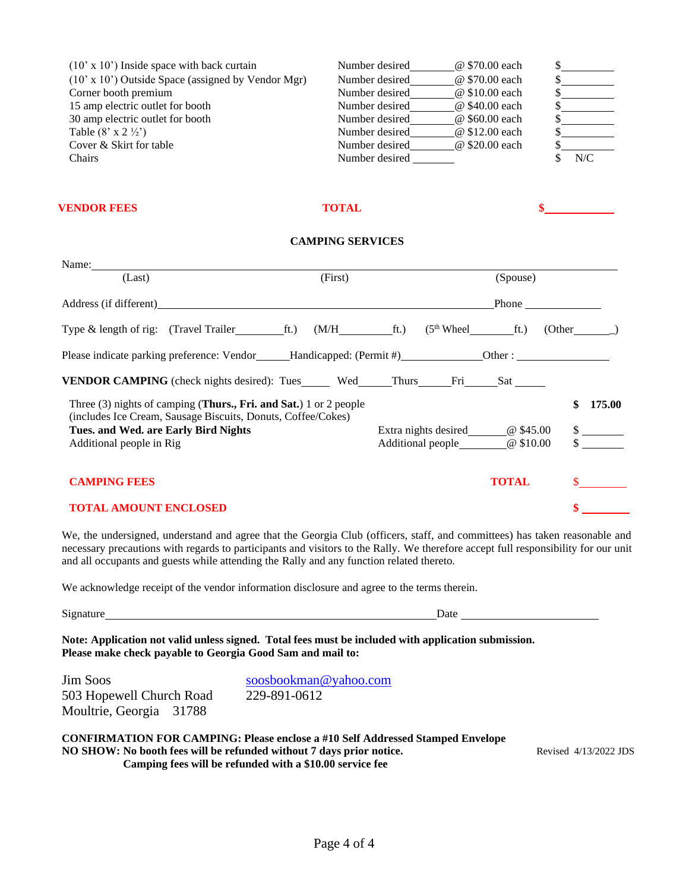| | | | |
|---|---|---|---|
| (10' x 10') Inside space with back curtain | Number desired_______ | @ $70.00 each | $_________ |
| (10' x 10') Outside Space (assigned by Vendor Mgr) | Number desired_______ | @ $70.00 each | $_________ |
| Corner booth premium | Number desired_______ | @ $10.00 each | $_________ |
| 15 amp electric outlet for booth | Number desired_______ | @ $40.00 each | $_________ |
| 30 amp electric outlet for booth | Number desired_______ | @ $60.00 each | $_________ |
| Table (8' x 2 ½') | Number desired_______ | @ $12.00 each | $_________ |
| Cover & Skirt for table | Number desired_______ | @ $20.00 each | $_________ |
| Chairs | Number desired _______ | | $ N/C |

**VENDOR FEES** **TOTAL** **$__________**

## CAMPING SERVICES

Name:______________________________________________________________________
(Last) (First) (Spouse)

Address (if different)__________________________________________________ Phone ____________

Type & length of rig: (Travel Trailer________ft.) (M/H_________ft.) (5th Wheel_______ft.) (Other_______)

Please indicate parking preference: Vendor_____Handicapped: (Permit #)____________Other : _______________

**VENDOR CAMPING** (check nights desired): Tues_____ Wed_____Thurs_____Fri_____Sat _____

| | | |
|---|---|---|
| Three (3) nights of camping (**Thurs., Fri. and Sat.**) 1 or 2 people (includes Ice Cream, Sausage Biscuits, Donuts, Coffee/Cokes) | | **$ 175.00** |
| **Tues. and Wed. are Early Bird Nights** | Extra nights desired______@ $45.00 | $ _______ |
| Additional people in Rig | Additional people________@ $10.00 | $ _______ |

**CAMPING FEES** **TOTAL** **$________**

**TOTAL AMOUNT ENCLOSED** **$ ________**

We, the undersigned, understand and agree that the Georgia Club (officers, staff, and committees) has taken reasonable and necessary precautions with regards to participants and visitors to the Rally. We therefore accept full responsibility for our unit and all occupants and guests while attending the Rally and any function related thereto.

We acknowledge receipt of the vendor information disclosure and agree to the terms therein.

Signature_______________________________________________________ Date ______________________

**Note: Application not valid unless signed. Total fees must be included with application submission.**
**Please make check payable to Georgia Good Sam and mail to:**

Jim Soos
503 Hopewell Church Road
Moultrie, Georgia 31788

soosbookman@yahoo.com
229-891-0612

**CONFIRMATION FOR CAMPING: Please enclose a #10 Self Addressed Stamped Envelope**
**NO SHOW: No booth fees will be refunded without 7 days prior notice.**
**Camping fees will be refunded with a $10.00 service fee**

Revised 4/13/2022 JDS